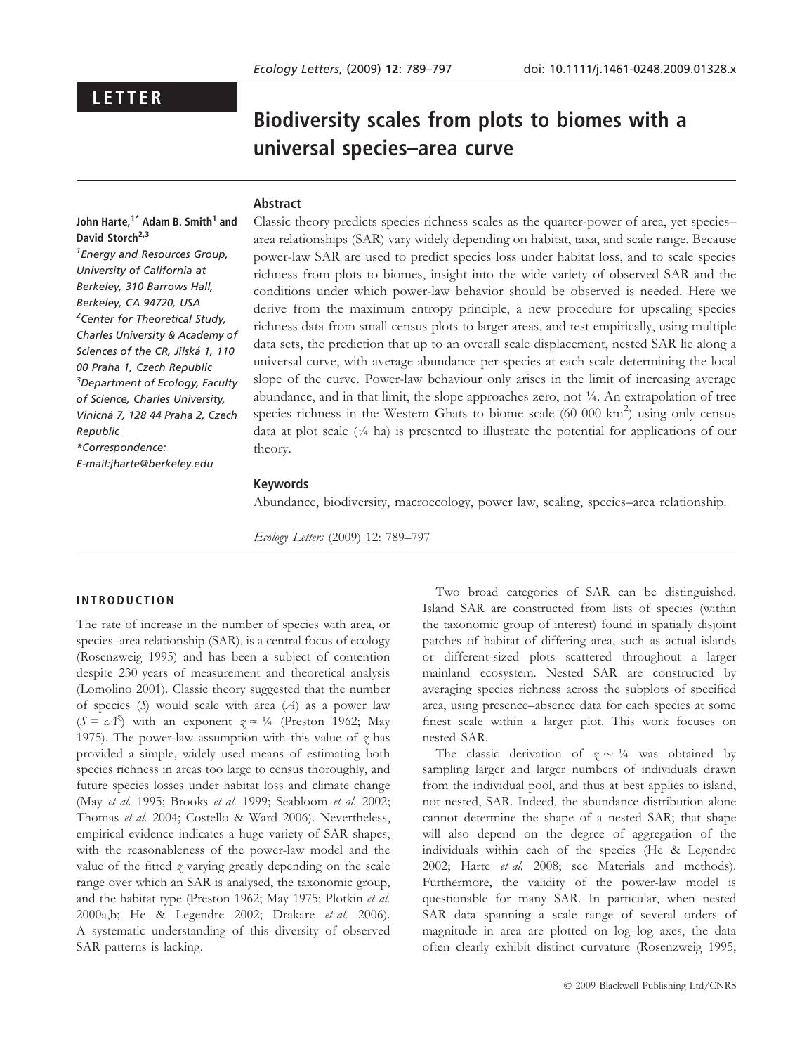LETTER

# Biodiversity scales from plots to biomes with a universal species–area curve

**John Harte,[1*] Adam B. Smith[1] and David Storch[2,3]**

[1]Energy and Resources Group, University of California at Berkeley, 310 Barrows Hall, Berkeley, CA 94720, USA

[2]Center for Theoretical Study, Charles University & Academy of Sciences of the CR, Jilská 1, 110 00 Praha 1, Czech Republic

[3]Department of Ecology, Faculty of Science, Charles University, Viničná 7, 128 44 Praha 2, Czech Republic

*Correspondence: E-mail:jharte@berkeley.edu

## Abstract

Classic theory predicts species richness scales as the quarter-power of area, yet species–area relationships (SAR) vary widely depending on habitat, taxa, and scale range. Because power-law SAR are used to predict species loss under habitat loss, and to scale species richness from plots to biomes, insight into the wide variety of observed SAR and the conditions under which power-law behavior should be observed is needed. Here we derive from the maximum entropy principle, a new procedure for upscaling species richness data from small census plots to larger areas, and test empirically, using multiple data sets, the prediction that up to an overall scale displacement, nested SAR lie along a universal curve, with average abundance per species at each scale determining the local slope of the curve. Power-law behaviour only arises in the limit of increasing average abundance, and in that limit, the slope approaches zero, not ¼. An extrapolation of tree species richness in the Western Ghats to biome scale (60 000 km$^2$) using only census data at plot scale (¼ ha) is presented to illustrate the potential for applications of our theory.

## Keywords

Abundance, biodiversity, macroecology, power law, scaling, species–area relationship.

*Ecology Letters* (2009) 12: 789–797

## INTRODUCTION

The rate of increase in the number of species with area, or species–area relationship (SAR), is a central focus of ecology (Rosenzweig 1995) and has been a subject of contention despite 230 years of measurement and theoretical analysis (Lomolino 2001). Classic theory suggested that the number of species ($S$) would scale with area ($A$) as a power law ($S = cA^z$) with an exponent $z \approx$ ¼ (Preston 1962; May 1975). The power-law assumption with this value of $z$ has provided a simple, widely used means of estimating both species richness in areas too large to census thoroughly, and future species losses under habitat loss and climate change (May *et al.* 1995; Brooks *et al.* 1999; Seabloom *et al.* 2002; Thomas *et al.* 2004; Costello & Ward 2006). Nevertheless, empirical evidence indicates a huge variety of SAR shapes, with the reasonableness of the power-law model and the value of the fitted $z$ varying greatly depending on the scale range over which an SAR is analysed, the taxonomic group, and the habitat type (Preston 1962; May 1975; Plotkin *et al.* 2000a,b; He & Legendre 2002; Drakare *et al.* 2006). A systematic understanding of this diversity of observed SAR patterns is lacking.

Two broad categories of SAR can be distinguished. Island SAR are constructed from lists of species (within the taxonomic group of interest) found in spatially disjoint patches of habitat of differing area, such as actual islands or different-sized plots scattered throughout a larger mainland ecosystem. Nested SAR are constructed by averaging species richness across the subplots of specified area, using presence–absence data for each species at some finest scale within a larger plot. This work focuses on nested SAR.

The classic derivation of $z \sim$ ¼ was obtained by sampling larger and larger numbers of individuals drawn from the individual pool, and thus at best applies to island, not nested, SAR. Indeed, the abundance distribution alone cannot determine the shape of a nested SAR; that shape will also depend on the degree of aggregation of the individuals within each of the species (He & Legendre 2002; Harte *et al.* 2008; see Materials and methods). Furthermore, the validity of the power-law model is questionable for many SAR. In particular, when nested SAR data spanning a scale range of several orders of magnitude in area are plotted on log–log axes, the data often clearly exhibit distinct curvature (Rosenzweig 1995;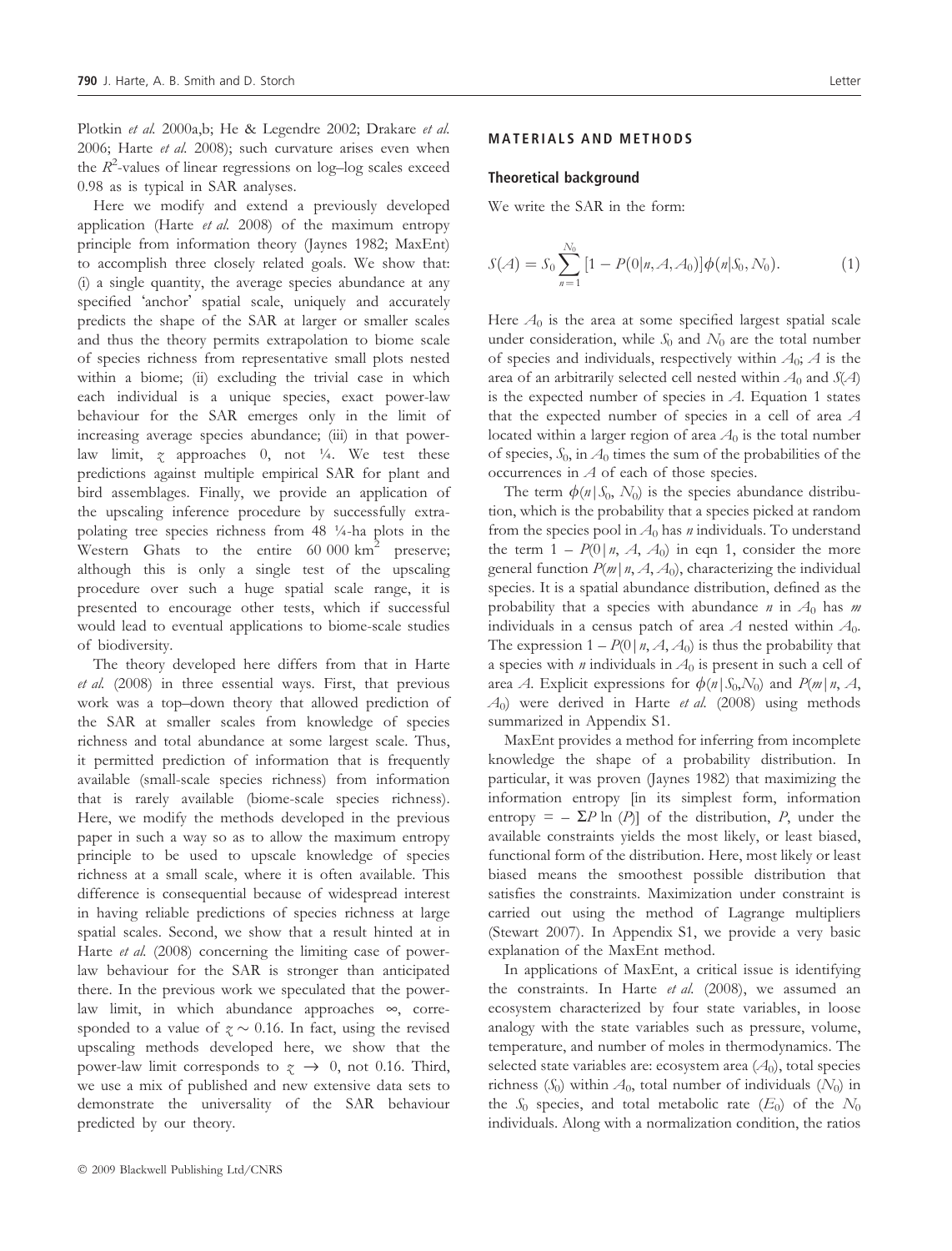Plotkin *et al.* 2000a,b; He & Legendre 2002; Drakare *et al.* 2006; Harte *et al.* 2008); such curvature arises even when the $R^2$-values of linear regressions on log–log scales exceed 0.98 as is typical in SAR analyses.

Here we modify and extend a previously developed application (Harte *et al.* 2008) of the maximum entropy principle from information theory (Jaynes 1982; MaxEnt) to accomplish three closely related goals. We show that: (i) a single quantity, the average species abundance at any specified 'anchor' spatial scale, uniquely and accurately predicts the shape of the SAR at larger or smaller scales and thus the theory permits extrapolation to biome scale of species richness from representative small plots nested within a biome; (ii) excluding the trivial case in which each individual is a unique species, exact power-law behaviour for the SAR emerges only in the limit of increasing average species abundance; (iii) in that power-law limit, $z$ approaches 0, not ¼. We test these predictions against multiple empirical SAR for plant and bird assemblages. Finally, we provide an application of the upscaling inference procedure by successfully extrapolating tree species richness from 48 ¼-ha plots in the Western Ghats to the entire 60 000 km$^2$ preserve; although this is only a single test of the upscaling procedure over such a huge spatial scale range, it is presented to encourage other tests, which if successful would lead to eventual applications to biome-scale studies of biodiversity.

The theory developed here differs from that in Harte *et al.* (2008) in three essential ways. First, that previous work was a top–down theory that allowed prediction of the SAR at smaller scales from knowledge of species richness and total abundance at some largest scale. Thus, it permitted prediction of information that is frequently available (small-scale species richness) from information that is rarely available (biome-scale species richness). Here, we modify the methods developed in the previous paper in such a way so as to allow the maximum entropy principle to be used to upscale knowledge of species richness at a small scale, where it is often available. This difference is consequential because of widespread interest in having reliable predictions of species richness at large spatial scales. Second, we show that a result hinted at in Harte *et al.* (2008) concerning the limiting case of power-law behaviour for the SAR is stronger than anticipated there. In the previous work we speculated that the power-law limit, in which abundance approaches ∞, corresponded to a value of $z \sim 0.16$. In fact, using the revised upscaling methods developed here, we show that the power-law limit corresponds to $z \to 0$, not 0.16. Third, we use a mix of published and new extensive data sets to demonstrate the universality of the SAR behaviour predicted by our theory.

## MATERIALS AND METHODS

### Theoretical background

We write the SAR in the form:

$$S(A) = S_0 \sum_{n=1}^{N_0} [1 - P(0|n, A, A_0)]\phi(n|S_0, N_0). \quad (1)$$

Here $A_0$ is the area at some specified largest spatial scale under consideration, while $S_0$ and $N_0$ are the total number of species and individuals, respectively within $A_0$; $A$ is the area of an arbitrarily selected cell nested within $A_0$ and $S(A)$ is the expected number of species in $A$. Equation 1 states that the expected number of species in a cell of area $A$ located within a larger region of area $A_0$ is the total number of species, $S_0$, in $A_0$ times the sum of the probabilities of the occurrences in $A$ of each of those species.

The term $\phi(n|S_0, N_0)$ is the species abundance distribution, which is the probability that a species picked at random from the species pool in $A_0$ has $n$ individuals. To understand the term $1 - P(0|n, A, A_0)$ in eqn 1, consider the more general function $P(m|n, A, A_0)$, characterizing the individual species. It is a spatial abundance distribution, defined as the probability that a species with abundance $n$ in $A_0$ has $m$ individuals in a census patch of area $A$ nested within $A_0$. The expression $1 - P(0|n, A, A_0)$ is thus the probability that a species with $n$ individuals in $A_0$ is present in such a cell of area $A$. Explicit expressions for $\phi(n|S_0,N_0)$ and $P(m|n, A, A_0)$ were derived in Harte *et al.* (2008) using methods summarized in Appendix S1.

MaxEnt provides a method for inferring from incomplete knowledge the shape of a probability distribution. In particular, it was proven (Jaynes 1982) that maximizing the information entropy [in its simplest form, information entropy $= -\Sigma P \ln(P)$] of the distribution, $P$, under the available constraints yields the most likely, or least biased, functional form of the distribution. Here, most likely or least biased means the smoothest possible distribution that satisfies the constraints. Maximization under constraint is carried out using the method of Lagrange multipliers (Stewart 2007). In Appendix S1, we provide a very basic explanation of the MaxEnt method.

In applications of MaxEnt, a critical issue is identifying the constraints. In Harte *et al.* (2008), we assumed an ecosystem characterized by four state variables, in loose analogy with the state variables such as pressure, volume, temperature, and number of moles in thermodynamics. The selected state variables are: ecosystem area ($A_0$), total species richness ($S_0$) within $A_0$, total number of individuals ($N_0$) in the $S_0$ species, and total metabolic rate ($E_0$) of the $N_0$ individuals. Along with a normalization condition, the ratios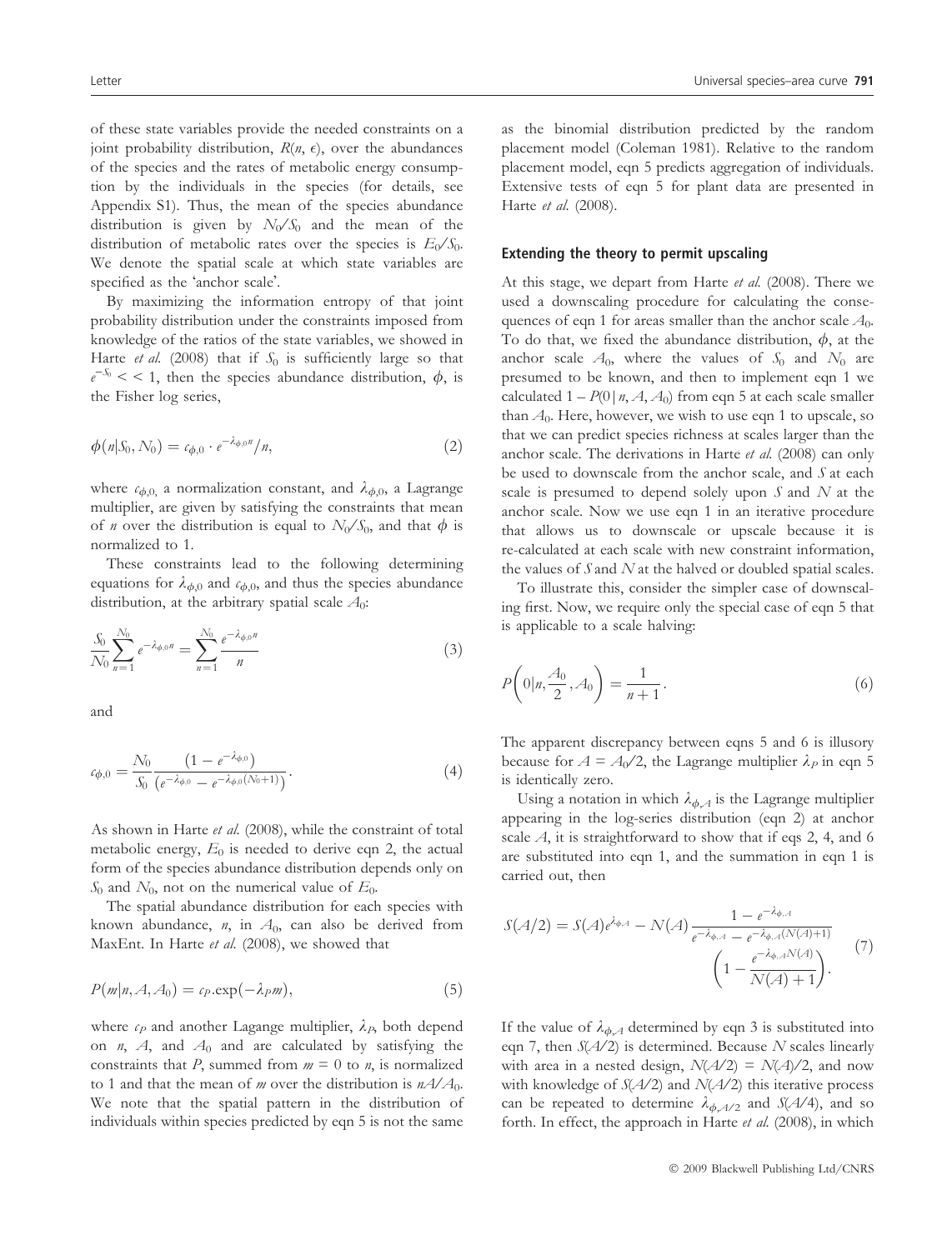of these state variables provide the needed constraints on a joint probability distribution, $R(n, \epsilon)$, over the abundances of the species and the rates of metabolic energy consumption by the individuals in the species (for details, see Appendix S1). Thus, the mean of the species abundance distribution is given by $N_0/S_0$ and the mean of the distribution of metabolic rates over the species is $E_0/S_0$. We denote the spatial scale at which state variables are specified as the 'anchor scale'.

By maximizing the information entropy of that joint probability distribution under the constraints imposed from knowledge of the ratios of the state variables, we showed in Harte *et al.* (2008) that if $S_0$ is sufficiently large so that $e^{-S_0} << 1$, then the species abundance distribution, $\phi$, is the Fisher log series,

$$\phi(n|S_0, N_0) = c_{\phi,0} \cdot e^{-\lambda_{\phi,0} n}/n, \tag{2}$$

where $c_{\phi,0,}$ a normalization constant, and $\lambda_{\phi,0}$, a Lagrange multiplier, are given by satisfying the constraints that mean of $n$ over the distribution is equal to $N_0/S_0$, and that $\phi$ is normalized to 1.

These constraints lead to the following determining equations for $\lambda_{\phi,0}$ and $c_{\phi,0}$, and thus the species abundance distribution, at the arbitrary spatial scale $A_0$:

$$\frac{S_0}{N_0}\sum_{n=1}^{N_0} e^{-\lambda_{\phi,0} n} = \sum_{n=1}^{N_0} \frac{e^{-\lambda_{\phi,0} n}}{n} \tag{3}$$

and

$$c_{\phi,0} = \frac{N_0}{S_0}\frac{\left(1 - e^{-\lambda_{\phi,0}}\right)}{\left(e^{-\lambda_{\phi,0}} - e^{-\lambda_{\phi,0}(N_0+1)}\right)}. \tag{4}$$

As shown in Harte *et al.* (2008), while the constraint of total metabolic energy, $E_0$ is needed to derive eqn 2, the actual form of the species abundance distribution depends only on $S_0$ and $N_0$, not on the numerical value of $E_0$.

The spatial abundance distribution for each species with known abundance, $n$, in $A_0$, can also be derived from MaxEnt. In Harte *et al.* (2008), we showed that

$$P(m|n, A, A_0) = c_P.\exp(-\lambda_P m), \tag{5}$$

where $c_P$ and another Lagange multiplier, $\lambda_P$, both depend on $n$, $A$, and $A_0$ and are calculated by satisfying the constraints that $P$, summed from $m = 0$ to $n$, is normalized to 1 and that the mean of $m$ over the distribution is $nA/A_0$. We note that the spatial pattern in the distribution of individuals within species predicted by eqn 5 is not the same as the binomial distribution predicted by the random placement model (Coleman 1981). Relative to the random placement model, eqn 5 predicts aggregation of individuals. Extensive tests of eqn 5 for plant data are presented in Harte *et al.* (2008).

## Extending the theory to permit upscaling

At this stage, we depart from Harte *et al.* (2008). There we used a downscaling procedure for calculating the consequences of eqn 1 for areas smaller than the anchor scale $A_0$. To do that, we fixed the abundance distribution, $\phi$, at the anchor scale $A_0$, where the values of $S_0$ and $N_0$ are presumed to be known, and then to implement eqn 1 we calculated $1 - P(0 | n, A, A_0)$ from eqn 5 at each scale smaller than $A_0$. Here, however, we wish to use eqn 1 to upscale, so that we can predict species richness at scales larger than the anchor scale. The derivations in Harte *et al.* (2008) can only be used to downscale from the anchor scale, and $S$ at each scale is presumed to depend solely upon $S$ and $N$ at the anchor scale. Now we use eqn 1 in an iterative procedure that allows us to downscale or upscale because it is re-calculated at each scale with new constraint information, the values of $S$ and $N$ at the halved or doubled spatial scales.

To illustrate this, consider the simpler case of downscaling first. Now, we require only the special case of eqn 5 that is applicable to a scale halving:

$$P\left(0|n, \frac{A_0}{2}, A_0\right) = \frac{1}{n+1}. \tag{6}$$

The apparent discrepancy between eqns 5 and 6 is illusory because for $A = A_0/2$, the Lagrange multiplier $\lambda_P$ in eqn 5 is identically zero.

Using a notation in which $\lambda_{\phi,A}$ is the Lagrange multiplier appearing in the log-series distribution (eqn 2) at anchor scale $A$, it is straightforward to show that if eqs 2, 4, and 6 are substituted into eqn 1, and the summation in eqn 1 is carried out, then

$$S(A/2) = S(A)e^{\lambda_{\phi,A}} - N(A)\frac{1 - e^{-\lambda_{\phi,A}}}{e^{-\lambda_{\phi,A}} - e^{-\lambda_{\phi,A}(N(A)+1)}}\left(1 - \frac{e^{-\lambda_{\phi,A}N(A)}}{N(A)+1}\right). \tag{7}$$

If the value of $\lambda_{\phi,A}$ determined by eqn 3 is substituted into eqn 7, then $S(A/2)$ is determined. Because $N$ scales linearly with area in a nested design, $N(A/2) = N(A)/2$, and now with knowledge of $S(A/2)$ and $N(A/2)$ this iterative process can be repeated to determine $\lambda_{\phi,A/2}$ and $S(A/4)$, and so forth. In effect, the approach in Harte *et al.* (2008), in which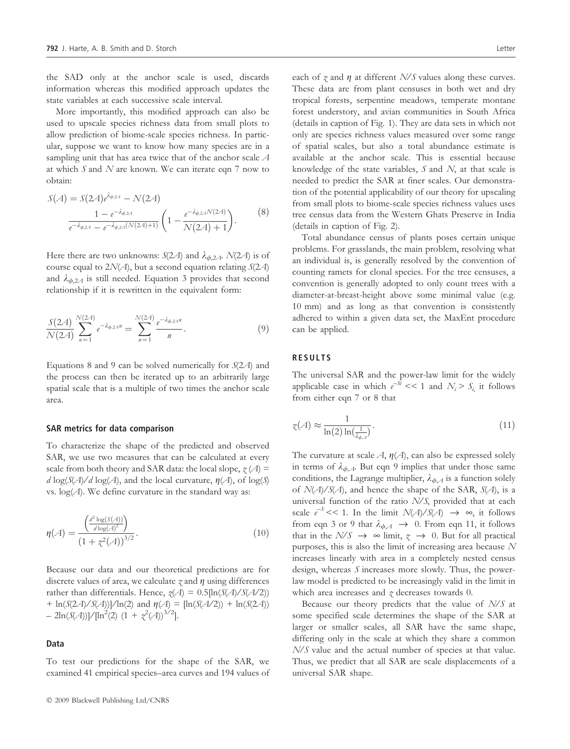the SAD only at the anchor scale is used, discards information whereas this modified approach updates the state variables at each successive scale interval.

More importantly, this modified approach can also be used to upscale species richness data from small plots to allow prediction of biome-scale species richness. In particular, suppose we want to know how many species are in a sampling unit that has area twice that of the anchor scale $A$ at which $S$ and $N$ are known. We can iterate eqn 7 now to obtain:

$$S(A) = S(2A)e^{\lambda_{\phi,2A}} - N(2A) \frac{1 - e^{-\lambda_{\phi,2A}}}{e^{-\lambda_{\phi,2A}} - e^{-\lambda_{\phi,2A}(N(2A)+1)}} \left(1 - \frac{e^{-\lambda_{\phi,2A}N(2A)}}{N(2A)+1}\right). \quad (8)$$

Here there are two unknowns: $S(2A)$ and $\lambda_{\phi,2A}$. $N(2A)$ is of course equal to $2N(A)$, but a second equation relating $S(2A)$ and $\lambda_{\phi,2A}$ is still needed. Equation 3 provides that second relationship if it is rewritten in the equivalent form:

$$\frac{S(2A)}{N(2A)} \sum_{n=1}^{N(2A)} e^{-\lambda_{\phi,2A}n} = \sum_{n=1}^{N(2A)} \frac{e^{-\lambda_{\phi,2A}n}}{n}. \quad (9)$$

Equations 8 and 9 can be solved numerically for $S(2A)$ and the process can then be iterated up to an arbitrarily large spatial scale that is a multiple of two times the anchor scale area.

### SAR metrics for data comparison

To characterize the shape of the predicted and observed SAR, we use two measures that can be calculated at every scale from both theory and SAR data: the local slope, $z(A) = d\log(S(A)/d\log(A)$, and the local curvature, $\eta(A)$, of $\log(S)$ vs. $\log(A)$. We define curvature in the standard way as:

$$\eta(A) = \frac{\left(\frac{d^2 \log(S(A))}{d \log(A)^2}\right)}{\left(1 + z^2(A)\right)^{3/2}}. \quad (10)$$

Because our data and our theoretical predictions are for discrete values of area, we calculate $z$ and $\eta$ using differences rather than differentials. Hence, $z(A) = 0.5[\ln(S(A)/S(A/2)) + \ln(S(2A)/S(A))]/\ln(2)$ and $\eta(A) = [\ln(S(A/2)) + \ln(S(2A)) - 2\ln(S(A))]/[\ln^2(2)\ (1 + z^2(A))^{3/2}]$.

### Data

To test our predictions for the shape of the SAR, we examined 41 empirical species–area curves and 194 values of each of $z$ and $\eta$ at different $N/S$ values along these curves. These data are from plant censuses in both wet and dry tropical forests, serpentine meadows, temperate montane forest understory, and avian communities in South Africa (details in caption of Fig. 1). They are data sets in which not only are species richness values measured over some range of spatial scales, but also a total abundance estimate is available at the anchor scale. This is essential because knowledge of the state variables, $S$ and $N$, at that scale is needed to predict the SAR at finer scales. Our demonstration of the potential applicability of our theory for upscaling from small plots to biome-scale species richness values uses tree census data from the Western Ghats Preserve in India (details in caption of Fig. 2).

Total abundance census of plants poses certain unique problems. For grasslands, the main problem, resolving what an individual is, is generally resolved by the convention of counting ramets for clonal species. For the tree censuses, a convention is generally adopted to only count trees with a diameter-at-breast-height above some minimal value (e.g. 10 mm) and as long as that convention is consistently adhered to within a given data set, the MaxEnt procedure can be applied.

## RESULTS

The universal SAR and the power-law limit for the widely applicable case in which $e^{-S_i} << 1$ and $N_i > S_i$, it follows from either eqn 7 or 8 that

$$z(A) \approx \frac{1}{\ln(2)\ln\left(\frac{1}{\lambda_{\phi,A}}\right)}. \quad (11)$$

The curvature at scale $A$, $\eta(A)$, can also be expressed solely in terms of $\lambda_{\phi,A}$. But eqn 9 implies that under those same conditions, the Lagrange multiplier, $\lambda_{\phi,A}$ is a function solely of $N(A)/S(A)$, and hence the shape of the SAR, $S(A)$, is a universal function of the ratio $N/S$, provided that at each scale $e^{-S} << 1$. In the limit $N(A)/S(A) \rightarrow \infty$, it follows from eqn 3 or 9 that $\lambda_{\phi,A} \rightarrow 0$. From eqn 11, it follows that in the $N/S \rightarrow \infty$ limit, $z \rightarrow 0$. But for all practical purposes, this is also the limit of increasing area because $N$ increases linearly with area in a completely nested census design, whereas $S$ increases more slowly. Thus, the power-law model is predicted to be increasingly valid in the limit in which area increases and $z$ decreases towards 0.

Because our theory predicts that the value of $N/S$ at some specified scale determines the shape of the SAR at larger or smaller scales, all SAR have the same shape, differing only in the scale at which they share a common $N/S$ value and the actual number of species at that value. Thus, we predict that all SAR are scale displacements of a universal SAR shape.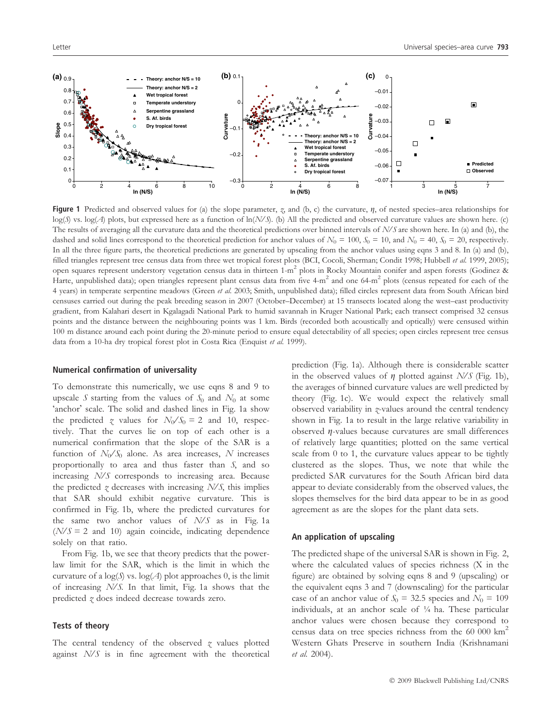(a)
Slope
0.9
0.8
0.7
0.6
0.5
0.4
0.3
0.2
0.1
0
0 2 4 6 8 10
ln (N/S)
Theory: anchor N/S = 10
Theory: anchor N/S = 2
Wet tropical forest
Temperate understory
Serpentine grassland
S. Af. birds
Dry tropical forest

(b)
Curvature
0.1
0
–0.1
–0.2
–0.3
0 2 4 6 8
ln (N/S)
Theory: anchor N/S = 10
Theory: anchor N/S = 2
Wet tropical forest
Temperate understory
Serpentine grassland
S. Af. birds
Dry tropical forest

(c)
Curvature
0
–0.01
–0.02
–0.03
–0.04
–0.05
–0.06
–0.07
1 3 5 7
ln (N/S)
Predicted
Observed

**Figure 1** Predicted and observed values for (a) the slope parameter, $z$, and (b, c) the curvature, $\eta$, of nested species–area relationships for $\log(S)$ vs. $\log(A)$ plots, but expressed here as a function of $\ln(N/S)$. (b) All the predicted and observed curvature values are shown here. (c) The results of averaging all the curvature data and the theoretical predictions over binned intervals of $N/S$ are shown here. In (a) and (b), the dashed and solid lines correspond to the theoretical prediction for anchor values of $N_0 = 100$, $S_0 = 10$, and $N_0 = 40$, $S_0 = 20$, respectively. In all the three figure parts, the theoretical predictions are generated by upscaling from the anchor values using eqns 3 and 8. In (a) and (b), filled triangles represent tree census data from three wet tropical forest plots (BCI, Cocoli, Sherman; Condit 1998; Hubbell *et al.* 1999, 2005); open squares represent understory vegetation census data in thirteen 1-m$^2$ plots in Rocky Mountain conifer and aspen forests (Godinez & Harte, unpublished data); open triangles represent plant census data from five 4-m$^2$ and one 64-m$^2$ plots (census repeated for each of the 4 years) in temperate serpentine meadows (Green *et al.* 2003; Smith, unpublished data); filled circles represent data from South African bird censuses carried out during the peak breeding season in 2007 (October–December) at 15 transects located along the west–east productivity gradient, from Kalahari desert in Kgalagadi National Park to humid savannah in Kruger National Park; each transect comprised 32 census points and the distance between the neighbouring points was 1 km. Birds (recorded both acoustically and optically) were censused within 100 m distance around each point during the 20-minute period to ensure equal detectability of all species; open circles represent tree census data from a 10-ha dry tropical forest plot in Costa Rica (Enquist *et al.* 1999).

### Numerical confirmation of universality

To demonstrate this numerically, we use eqns 8 and 9 to upscale $S$ starting from the values of $S_0$ and $N_0$ at some 'anchor' scale. The solid and dashed lines in Fig. 1a show the predicted $z$ values for $N_0/S_0 = 2$ and 10, respectively. That the curves lie on top of each other is a numerical confirmation that the slope of the SAR is a function of $N_0/S_0$ alone. As area increases, $N$ increases proportionally to area and thus faster than $S$, and so increasing $N/S$ corresponds to increasing area. Because the predicted $z$ decreases with increasing $N/S$, this implies that SAR should exhibit negative curvature. This is confirmed in Fig. 1b, where the predicted curvatures for the same two anchor values of $N/S$ as in Fig. 1a ($N/S = 2$ and 10) again coincide, indicating dependence solely on that ratio.

From Fig. 1b, we see that theory predicts that the power-law limit for the SAR, which is the limit in which the curvature of a $\log(S)$ vs. $\log(A)$ plot approaches 0, is the limit of increasing $N/S$. In that limit, Fig. 1a shows that the predicted $z$ does indeed decrease towards zero.

### Tests of theory

The central tendency of the observed $z$ values plotted against $N/S$ is in fine agreement with the theoretical prediction (Fig. 1a). Although there is considerable scatter in the observed values of $\eta$ plotted against $N/S$ (Fig. 1b), the averages of binned curvature values are well predicted by theory (Fig. 1c). We would expect the relatively small observed variability in $z$-values around the central tendency shown in Fig. 1a to result in the large relative variability in observed $\eta$-values because curvatures are small differences of relatively large quantities; plotted on the same vertical scale from 0 to 1, the curvature values appear to be tightly clustered as the slopes. Thus, we note that while the predicted SAR curvatures for the South African bird data appear to deviate considerably from the observed values, the slopes themselves for the bird data appear to be in as good agreement as are the slopes for the plant data sets.

### An application of upscaling

The predicted shape of the universal SAR is shown in Fig. 2, where the calculated values of species richness (X in the figure) are obtained by solving eqns 8 and 9 (upscaling) or the equivalent eqns 3 and 7 (downscaling) for the particular case of an anchor value of $S_0 = 32.5$ species and $N_0 = 109$ individuals, at an anchor scale of ¼ ha. These particular anchor values were chosen because they correspond to census data on tree species richness from the 60 000 km$^2$ Western Ghats Preserve in southern India (Krishnamani *et al.* 2004).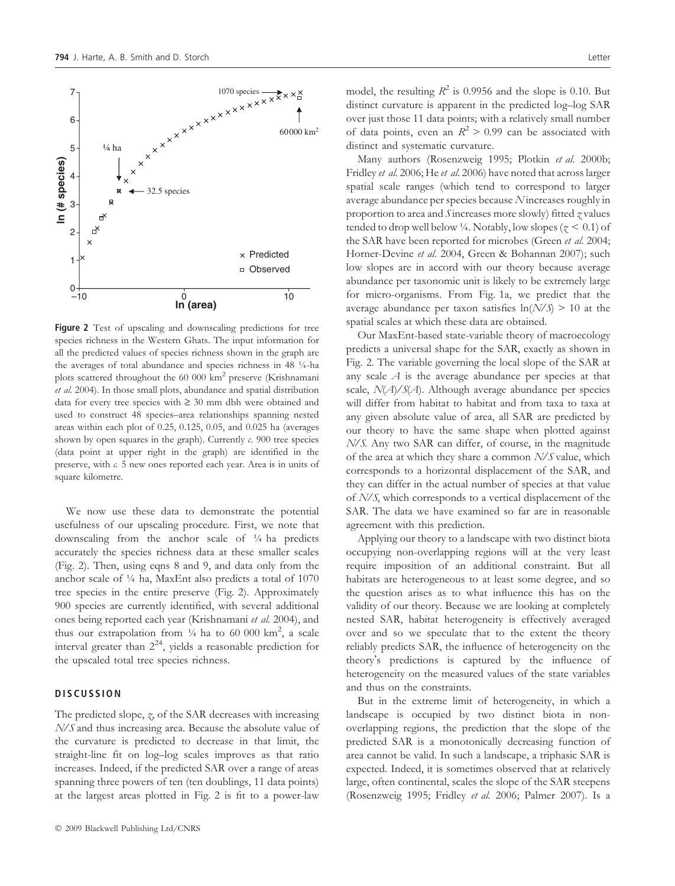7
6
5
4
3
2
1
0
–10
0
10
ln (# species)
ln (area)
1070 species
60000 km²
¼ ha
32.5 species
× Predicted
□ Observed

**Figure 2** Test of upscaling and downscaling predictions for tree species richness in the Western Ghats. The input information for all the predicted values of species richness shown in the graph are the averages of total abundance and species richness in 48 ¼-ha plots scattered throughout the 60 000 km$^2$ preserve (Krishnamani *et al.* 2004). In those small plots, abundance and spatial distribution data for every tree species with ≥ 30 mm dbh were obtained and used to construct 48 species–area relationships spanning nested areas within each plot of 0.25, 0.125, 0.05, and 0.025 ha (averages shown by open squares in the graph). Currently *c.* 900 tree species (data point at upper right in the graph) are identified in the preserve, with *c.* 5 new ones reported each year. Area is in units of square kilometre.

We now use these data to demonstrate the potential usefulness of our upscaling procedure. First, we note that downscaling from the anchor scale of ¼ ha predicts accurately the species richness data at these smaller scales (Fig. 2). Then, using eqns 8 and 9, and data only from the anchor scale of ¼ ha, MaxEnt also predicts a total of 1070 tree species in the entire preserve (Fig. 2). Approximately 900 species are currently identified, with several additional ones being reported each year (Krishnamani *et al.* 2004), and thus our extrapolation from ¼ ha to 60 000 km$^2$, a scale interval greater than $2^{24}$, yields a reasonable prediction for the upscaled total tree species richness.

## DISCUSSION

The predicted slope, $z$, of the SAR decreases with increasing $N/S$ and thus increasing area. Because the absolute value of the curvature is predicted to decrease in that limit, the straight-line fit on log–log scales improves as that ratio increases. Indeed, if the predicted SAR over a range of areas spanning three powers of ten (ten doublings, 11 data points) at the largest areas plotted in Fig. 2 is fit to a power-law model, the resulting $R^2$ is 0.9956 and the slope is 0.10. But distinct curvature is apparent in the predicted log–log SAR over just those 11 data points; with a relatively small number of data points, even an $R^2 > 0.99$ can be associated with distinct and systematic curvature.

Many authors (Rosenzweig 1995; Plotkin *et al.* 2000b; Fridley *et al.* 2006; He *et al.* 2006) have noted that across larger spatial scale ranges (which tend to correspond to larger average abundance per species because $N$ increases roughly in proportion to area and $S$ increases more slowly) fitted $z$ values tended to drop well below ¼. Notably, low slopes ($z < 0.1$) of the SAR have been reported for microbes (Green *et al.* 2004; Horner-Devine *et al.* 2004, Green & Bohannan 2007); such low slopes are in accord with our theory because average abundance per taxonomic unit is likely to be extremely large for micro-organisms. From Fig. 1a, we predict that the average abundance per taxon satisfies $\ln(N/S) > 10$ at the spatial scales at which these data are obtained.

Our MaxEnt-based state-variable theory of macroecology predicts a universal shape for the SAR, exactly as shown in Fig. 2. The variable governing the local slope of the SAR at any scale $A$ is the average abundance per species at that scale, $N(A)/S(A)$. Although average abundance per species will differ from habitat to habitat and from taxa to taxa at any given absolute value of area, all SAR are predicted by our theory to have the same shape when plotted against $N/S$. Any two SAR can differ, of course, in the magnitude of the area at which they share a common $N/S$ value, which corresponds to a horizontal displacement of the SAR, and they can differ in the actual number of species at that value of $N/S$, which corresponds to a vertical displacement of the SAR. The data we have examined so far are in reasonable agreement with this prediction.

Applying our theory to a landscape with two distinct biota occupying non-overlapping regions will at the very least require imposition of an additional constraint. But all habitats are heterogeneous to at least some degree, and so the question arises as to what influence this has on the validity of our theory. Because we are looking at completely nested SAR, habitat heterogeneity is effectively averaged over and so we speculate that to the extent the theory reliably predicts SAR, the influence of heterogeneity on the theory's predictions is captured by the influence of heterogeneity on the measured values of the state variables and thus on the constraints.

But in the extreme limit of heterogeneity, in which a landscape is occupied by two distinct biota in non-overlapping regions, the prediction that the slope of the predicted SAR is a monotonically decreasing function of area cannot be valid. In such a landscape, a triphasic SAR is expected. Indeed, it is sometimes observed that at relatively large, often continental, scales the slope of the SAR steepens (Rosenzweig 1995; Fridley *et al.* 2006; Palmer 2007). Is a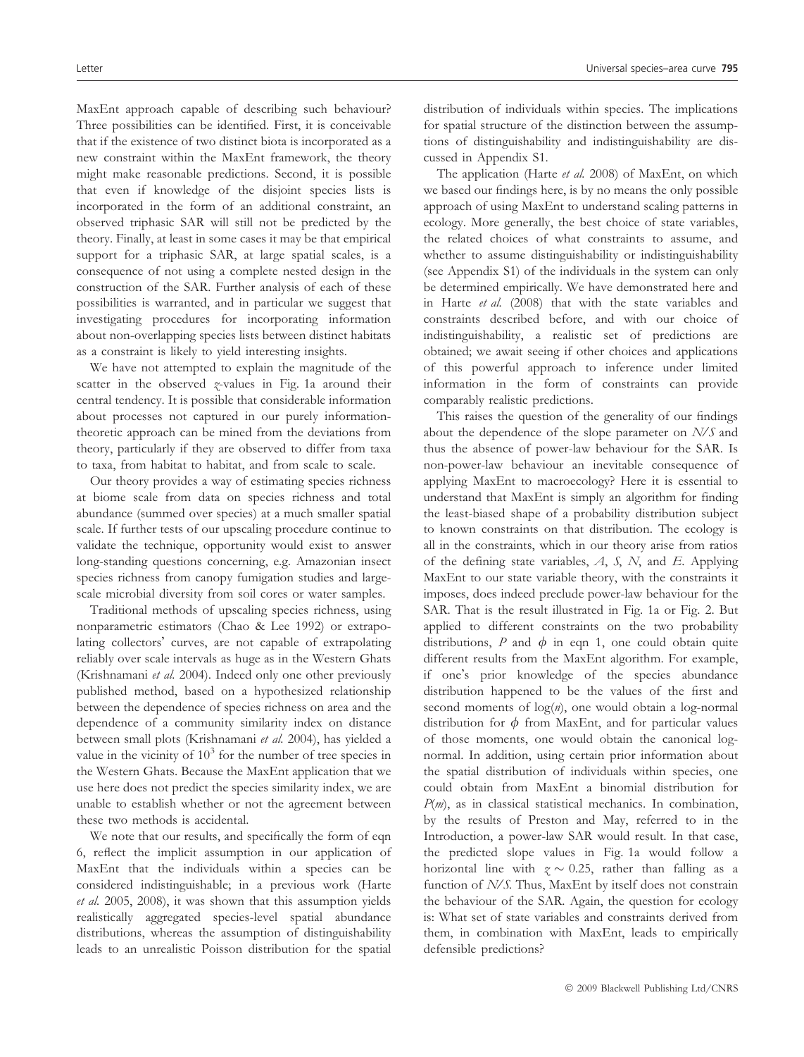MaxEnt approach capable of describing such behaviour? Three possibilities can be identified. First, it is conceivable that if the existence of two distinct biota is incorporated as a new constraint within the MaxEnt framework, the theory might make reasonable predictions. Second, it is possible that even if knowledge of the disjoint species lists is incorporated in the form of an additional constraint, an observed triphasic SAR will still not be predicted by the theory. Finally, at least in some cases it may be that empirical support for a triphasic SAR, at large spatial scales, is a consequence of not using a complete nested design in the construction of the SAR. Further analysis of each of these possibilities is warranted, and in particular we suggest that investigating procedures for incorporating information about non-overlapping species lists between distinct habitats as a constraint is likely to yield interesting insights.

We have not attempted to explain the magnitude of the scatter in the observed $z$-values in Fig. 1a around their central tendency. It is possible that considerable information about processes not captured in our purely information-theoretic approach can be mined from the deviations from theory, particularly if they are observed to differ from taxa to taxa, from habitat to habitat, and from scale to scale.

Our theory provides a way of estimating species richness at biome scale from data on species richness and total abundance (summed over species) at a much smaller spatial scale. If further tests of our upscaling procedure continue to validate the technique, opportunity would exist to answer long-standing questions concerning, e.g. Amazonian insect species richness from canopy fumigation studies and large-scale microbial diversity from soil cores or water samples.

Traditional methods of upscaling species richness, using nonparametric estimators (Chao & Lee 1992) or extrapolating collectors' curves, are not capable of extrapolating reliably over scale intervals as huge as in the Western Ghats (Krishnamani *et al.* 2004). Indeed only one other previously published method, based on a hypothesized relationship between the dependence of species richness on area and the dependence of a community similarity index on distance between small plots (Krishnamani *et al.* 2004), has yielded a value in the vicinity of $10^3$ for the number of tree species in the Western Ghats. Because the MaxEnt application that we use here does not predict the species similarity index, we are unable to establish whether or not the agreement between these two methods is accidental.

We note that our results, and specifically the form of eqn 6, reflect the implicit assumption in our application of MaxEnt that the individuals within a species can be considered indistinguishable; in a previous work (Harte *et al.* 2005, 2008), it was shown that this assumption yields realistically aggregated species-level spatial abundance distributions, whereas the assumption of distinguishability leads to an unrealistic Poisson distribution for the spatial distribution of individuals within species. The implications for spatial structure of the distinction between the assumptions of distinguishability and indistinguishability are discussed in Appendix S1.

The application (Harte *et al.* 2008) of MaxEnt, on which we based our findings here, is by no means the only possible approach of using MaxEnt to understand scaling patterns in ecology. More generally, the best choice of state variables, the related choices of what constraints to assume, and whether to assume distinguishability or indistinguishability (see Appendix S1) of the individuals in the system can only be determined empirically. We have demonstrated here and in Harte *et al.* (2008) that with the state variables and constraints described before, and with our choice of indistinguishability, a realistic set of predictions are obtained; we await seeing if other choices and applications of this powerful approach to inference under limited information in the form of constraints can provide comparably realistic predictions.

This raises the question of the generality of our findings about the dependence of the slope parameter on $N/S$ and thus the absence of power-law behaviour for the SAR. Is non-power-law behaviour an inevitable consequence of applying MaxEnt to macroecology? Here it is essential to understand that MaxEnt is simply an algorithm for finding the least-biased shape of a probability distribution subject to known constraints on that distribution. The ecology is all in the constraints, which in our theory arise from ratios of the defining state variables, $A$, $S$, $N$, and $E$. Applying MaxEnt to our state variable theory, with the constraints it imposes, does indeed preclude power-law behaviour for the SAR. That is the result illustrated in Fig. 1a or Fig. 2. But applied to different constraints on the two probability distributions, $P$ and $\phi$ in eqn 1, one could obtain quite different results from the MaxEnt algorithm. For example, if one's prior knowledge of the species abundance distribution happened to be the values of the first and second moments of $\log(n)$, one would obtain a log-normal distribution for $\phi$ from MaxEnt, and for particular values of those moments, one would obtain the canonical log-normal. In addition, using certain prior information about the spatial distribution of individuals within species, one could obtain from MaxEnt a binomial distribution for $P(m)$, as in classical statistical mechanics. In combination, by the results of Preston and May, referred to in the Introduction, a power-law SAR would result. In that case, the predicted slope values in Fig. 1a would follow a horizontal line with $z \sim 0.25$, rather than falling as a function of $N/S$. Thus, MaxEnt by itself does not constrain the behaviour of the SAR. Again, the question for ecology is: What set of state variables and constraints derived from them, in combination with MaxEnt, leads to empirically defensible predictions?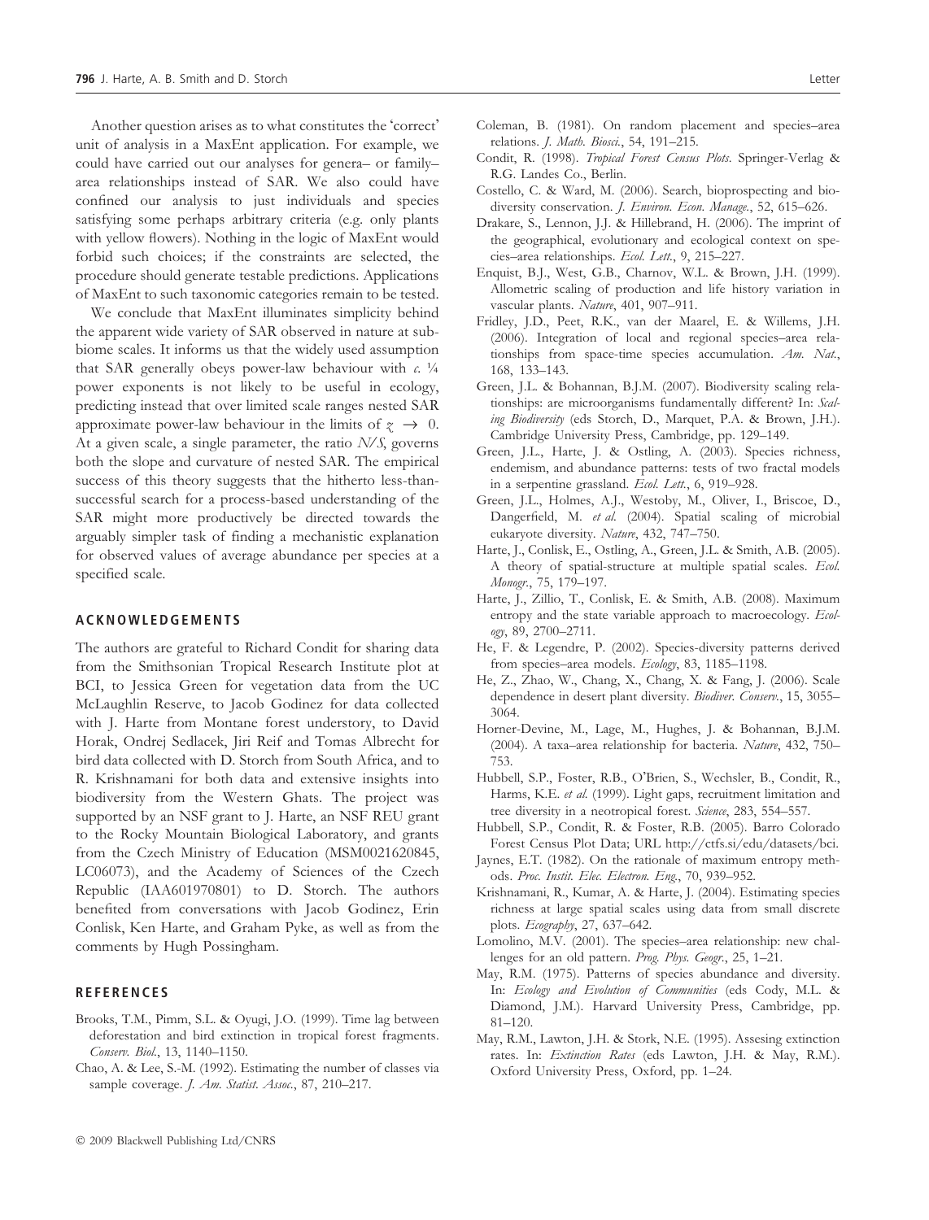Another question arises as to what constitutes the 'correct' unit of analysis in a MaxEnt application. For example, we could have carried out our analyses for genera– or family–area relationships instead of SAR. We also could have confined our analysis to just individuals and species satisfying some perhaps arbitrary criteria (e.g. only plants with yellow flowers). Nothing in the logic of MaxEnt would forbid such choices; if the constraints are selected, the procedure should generate testable predictions. Applications of MaxEnt to such taxonomic categories remain to be tested.

We conclude that MaxEnt illuminates simplicity behind the apparent wide variety of SAR observed in nature at sub-biome scales. It informs us that the widely used assumption that SAR generally obeys power-law behaviour with *c.* ¼ power exponents is not likely to be useful in ecology, predicting instead that over limited scale ranges nested SAR approximate power-law behaviour in the limits of $z \rightarrow 0$. At a given scale, a single parameter, the ratio $N/S$, governs both the slope and curvature of nested SAR. The empirical success of this theory suggests that the hitherto less-than-successful search for a process-based understanding of the SAR might more productively be directed towards the arguably simpler task of finding a mechanistic explanation for observed values of average abundance per species at a specified scale.

## ACKNOWLEDGEMENTS

The authors are grateful to Richard Condit for sharing data from the Smithsonian Tropical Research Institute plot at BCI, to Jessica Green for vegetation data from the UC McLaughlin Reserve, to Jacob Godinez for data collected with J. Harte from Montane forest understory, to David Horak, Ondrej Sedlacek, Jiri Reif and Tomas Albrecht for bird data collected with D. Storch from South Africa, and to R. Krishnamani for both data and extensive insights into biodiversity from the Western Ghats. The project was supported by an NSF grant to J. Harte, an NSF REU grant to the Rocky Mountain Biological Laboratory, and grants from the Czech Ministry of Education (MSM0021620845, LC06073), and the Academy of Sciences of the Czech Republic (IAA601970801) to D. Storch. The authors benefited from conversations with Jacob Godinez, Erin Conlisk, Ken Harte, and Graham Pyke, as well as from the comments by Hugh Possingham.

## REFERENCES

Brooks, T.M., Pimm, S.L. & Oyugi, J.O. (1999). Time lag between deforestation and bird extinction in tropical forest fragments. *Conserv. Biol.*, 13, 1140–1150.

Chao, A. & Lee, S.-M. (1992). Estimating the number of classes via sample coverage. *J. Am. Statist. Assoc.*, 87, 210–217.

Coleman, B. (1981). On random placement and species–area relations. *J. Math. Biosci.*, 54, 191–215.

Condit, R. (1998). *Tropical Forest Census Plots*. Springer-Verlag & R.G. Landes Co., Berlin.

Costello, C. & Ward, M. (2006). Search, bioprospecting and biodiversity conservation. *J. Environ. Econ. Manage.*, 52, 615–626.

Drakare, S., Lennon, J.J. & Hillebrand, H. (2006). The imprint of the geographical, evolutionary and ecological context on species–area relationships. *Ecol. Lett.*, 9, 215–227.

Enquist, B.J., West, G.B., Charnov, W.L. & Brown, J.H. (1999). Allometric scaling of production and life history variation in vascular plants. *Nature*, 401, 907–911.

Fridley, J.D., Peet, R.K., van der Maarel, E. & Willems, J.H. (2006). Integration of local and regional species–area relationships from space-time species accumulation. *Am. Nat.*, 168, 133–143.

Green, J.L. & Bohannan, B.J.M. (2007). Biodiversity scaling relationships: are microorganisms fundamentally different? In: *Scaling Biodiversity* (eds Storch, D., Marquet, P.A. & Brown, J.H.). Cambridge University Press, Cambridge, pp. 129–149.

Green, J.L., Harte, J. & Ostling, A. (2003). Species richness, endemism, and abundance patterns: tests of two fractal models in a serpentine grassland. *Ecol. Lett.*, 6, 919–928.

Green, J.L., Holmes, A.J., Westoby, M., Oliver, I., Briscoe, D., Dangerfield, M. *et al.* (2004). Spatial scaling of microbial eukaryote diversity. *Nature*, 432, 747–750.

Harte, J., Conlisk, E., Ostling, A., Green, J.L. & Smith, A.B. (2005). A theory of spatial-structure at multiple spatial scales. *Ecol. Monogr.*, 75, 179–197.

Harte, J., Zillio, T., Conlisk, E. & Smith, A.B. (2008). Maximum entropy and the state variable approach to macroecology. *Ecology*, 89, 2700–2711.

He, F. & Legendre, P. (2002). Species-diversity patterns derived from species–area models. *Ecology*, 83, 1185–1198.

He, Z., Zhao, W., Chang, X., Chang, X. & Fang, J. (2006). Scale dependence in desert plant diversity. *Biodiver. Conserv.*, 15, 3055–3064.

Horner-Devine, M., Lage, M., Hughes, J. & Bohannan, B.J.M. (2004). A taxa–area relationship for bacteria. *Nature*, 432, 750–753.

Hubbell, S.P., Foster, R.B., O'Brien, S., Wechsler, B., Condit, R., Harms, K.E. *et al.* (1999). Light gaps, recruitment limitation and tree diversity in a neotropical forest. *Science*, 283, 554–557.

Hubbell, S.P., Condit, R. & Foster, R.B. (2005). Barro Colorado Forest Census Plot Data; URL http://ctfs.si/edu/datasets/bci.

Jaynes, E.T. (1982). On the rationale of maximum entropy methods. *Proc. Instit. Elec. Electron. Eng.*, 70, 939–952.

Krishnamani, R., Kumar, A. & Harte, J. (2004). Estimating species richness at large spatial scales using data from small discrete plots. *Ecography*, 27, 637–642.

Lomolino, M.V. (2001). The species–area relationship: new challenges for an old pattern. *Prog. Phys. Geogr.*, 25, 1–21.

May, R.M. (1975). Patterns of species abundance and diversity. In: *Ecology and Evolution of Communities* (eds Cody, M.L. & Diamond, J.M.). Harvard University Press, Cambridge, pp. 81–120.

May, R.M., Lawton, J.H. & Stork, N.E. (1995). Assesing extinction rates. In: *Extinction Rates* (eds Lawton, J.H. & May, R.M.). Oxford University Press, Oxford, pp. 1–24.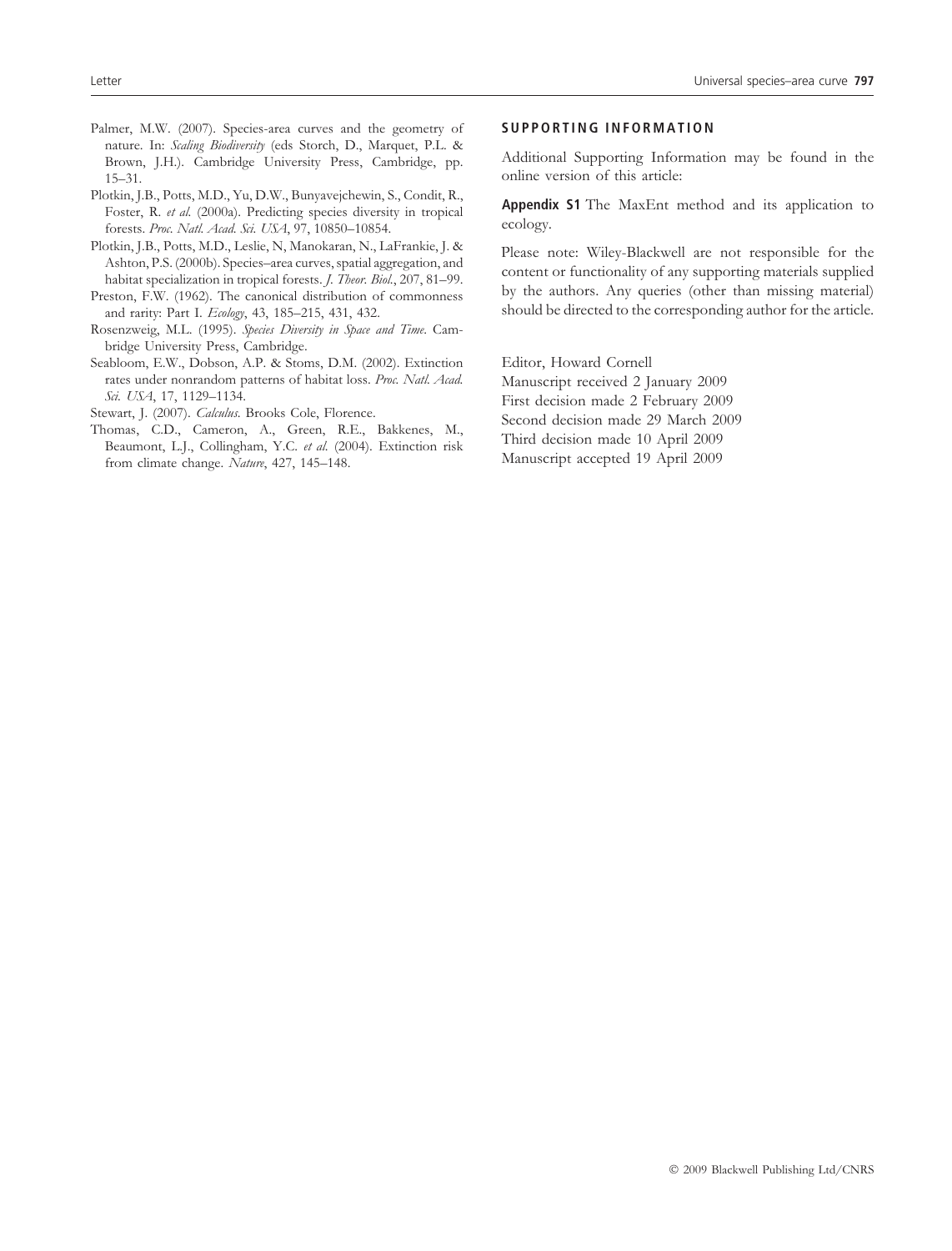Palmer, M.W. (2007). Species-area curves and the geometry of nature. In: *Scaling Biodiversity* (eds Storch, D., Marquet, P.L. & Brown, J.H.). Cambridge University Press, Cambridge, pp. 15–31.

Plotkin, J.B., Potts, M.D., Yu, D.W., Bunyavejchewin, S., Condit, R., Foster, R. *et al.* (2000a). Predicting species diversity in tropical forests. *Proc. Natl. Acad. Sci. USA*, 97, 10850–10854.

Plotkin, J.B., Potts, M.D., Leslie, N, Manokaran, N., LaFrankie, J. & Ashton, P.S. (2000b). Species–area curves, spatial aggregation, and habitat specialization in tropical forests. *J. Theor. Biol.*, 207, 81–99.

Preston, F.W. (1962). The canonical distribution of commonness and rarity: Part I. *Ecology*, 43, 185–215, 431, 432.

Rosenzweig, M.L. (1995). *Species Diversity in Space and Time*. Cambridge University Press, Cambridge.

Seabloom, E.W., Dobson, A.P. & Stoms, D.M. (2002). Extinction rates under nonrandom patterns of habitat loss. *Proc. Natl. Acad. Sci. USA*, 17, 1129–1134.

Stewart, J. (2007). *Calculus*. Brooks Cole, Florence.

Thomas, C.D., Cameron, A., Green, R.E., Bakkenes, M., Beaumont, L.J., Collingham, Y.C. *et al.* (2004). Extinction risk from climate change. *Nature*, 427, 145–148.

## SUPPORTING INFORMATION

Additional Supporting Information may be found in the online version of this article:

**Appendix S1** The MaxEnt method and its application to ecology.

Please note: Wiley-Blackwell are not responsible for the content or functionality of any supporting materials supplied by the authors. Any queries (other than missing material) should be directed to the corresponding author for the article.

Editor, Howard Cornell
Manuscript received 2 January 2009
First decision made 2 February 2009
Second decision made 29 March 2009
Third decision made 10 April 2009
Manuscript accepted 19 April 2009